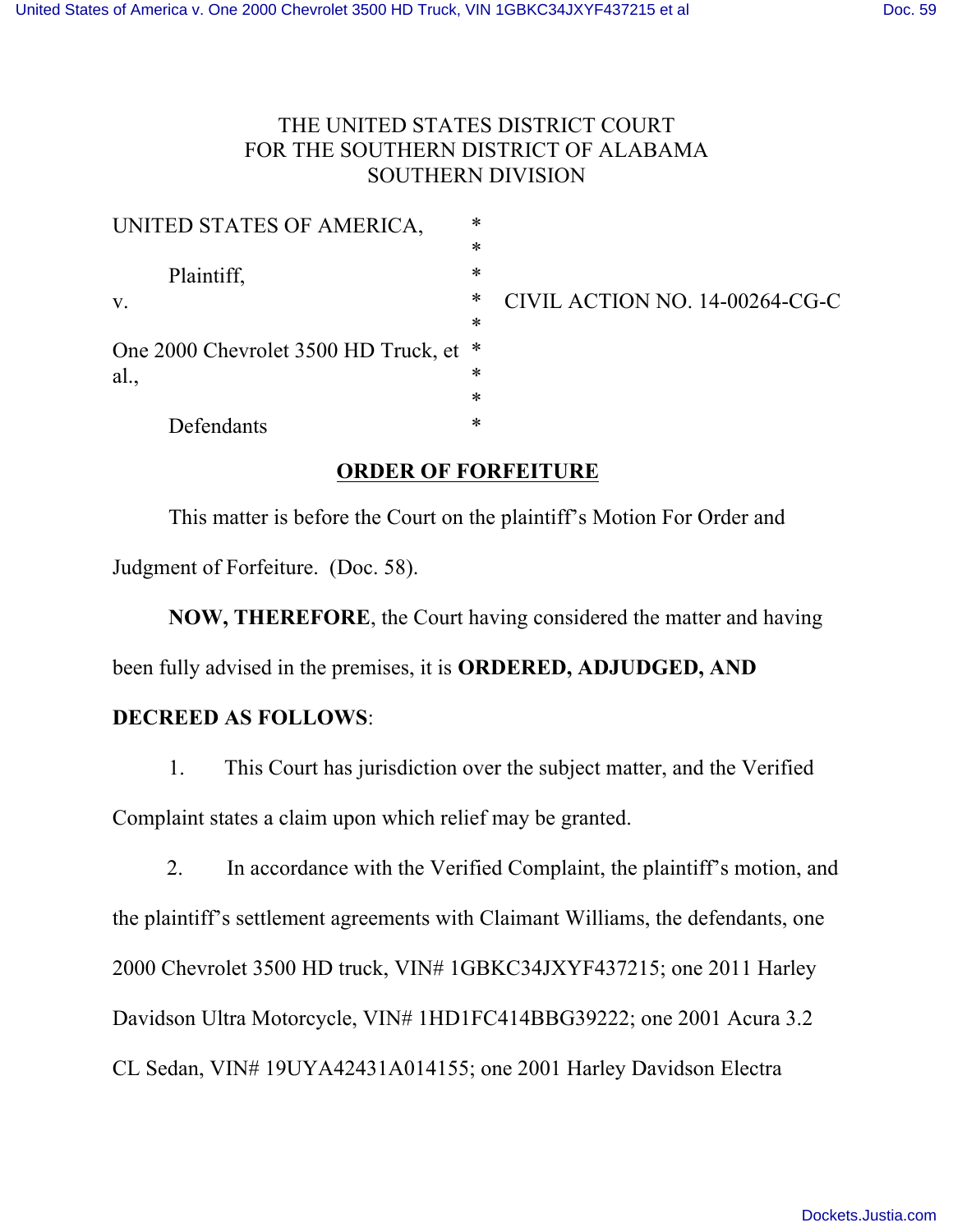THE UNITED STATES DISTRICT COURT
FOR THE SOUTHERN DISTRICT OF ALABAMA
SOUTHERN DIVISION

| | | |
|---|---|---|
| UNITED STATES OF AMERICA, | * | |
| | * | |
| Plaintiff, | * | |
| v. | * | CIVIL ACTION NO. 14-00264-CG-C |
| | * | |
| One 2000 Chevrolet 3500 HD Truck, et al., | * | |
| | * | |
| Defendants | * | |

## ORDER OF FORFEITURE

This matter is before the Court on the plaintiff's Motion For Order and Judgment of Forfeiture. (Doc. 58).

**NOW, THEREFORE**, the Court having considered the matter and having been fully advised in the premises, it is **ORDERED, ADJUDGED, AND DECREED AS FOLLOWS**:

1. This Court has jurisdiction over the subject matter, and the Verified Complaint states a claim upon which relief may be granted.

2. In accordance with the Verified Complaint, the plaintiff's motion, and the plaintiff's settlement agreements with Claimant Williams, the defendants, one 2000 Chevrolet 3500 HD truck, VIN# 1GBKC34JXYF437215; one 2011 Harley Davidson Ultra Motorcycle, VIN# 1HD1FC414BBG39222; one 2001 Acura 3.2 CL Sedan, VIN# 19UYA42431A014155; one 2001 Harley Davidson Electra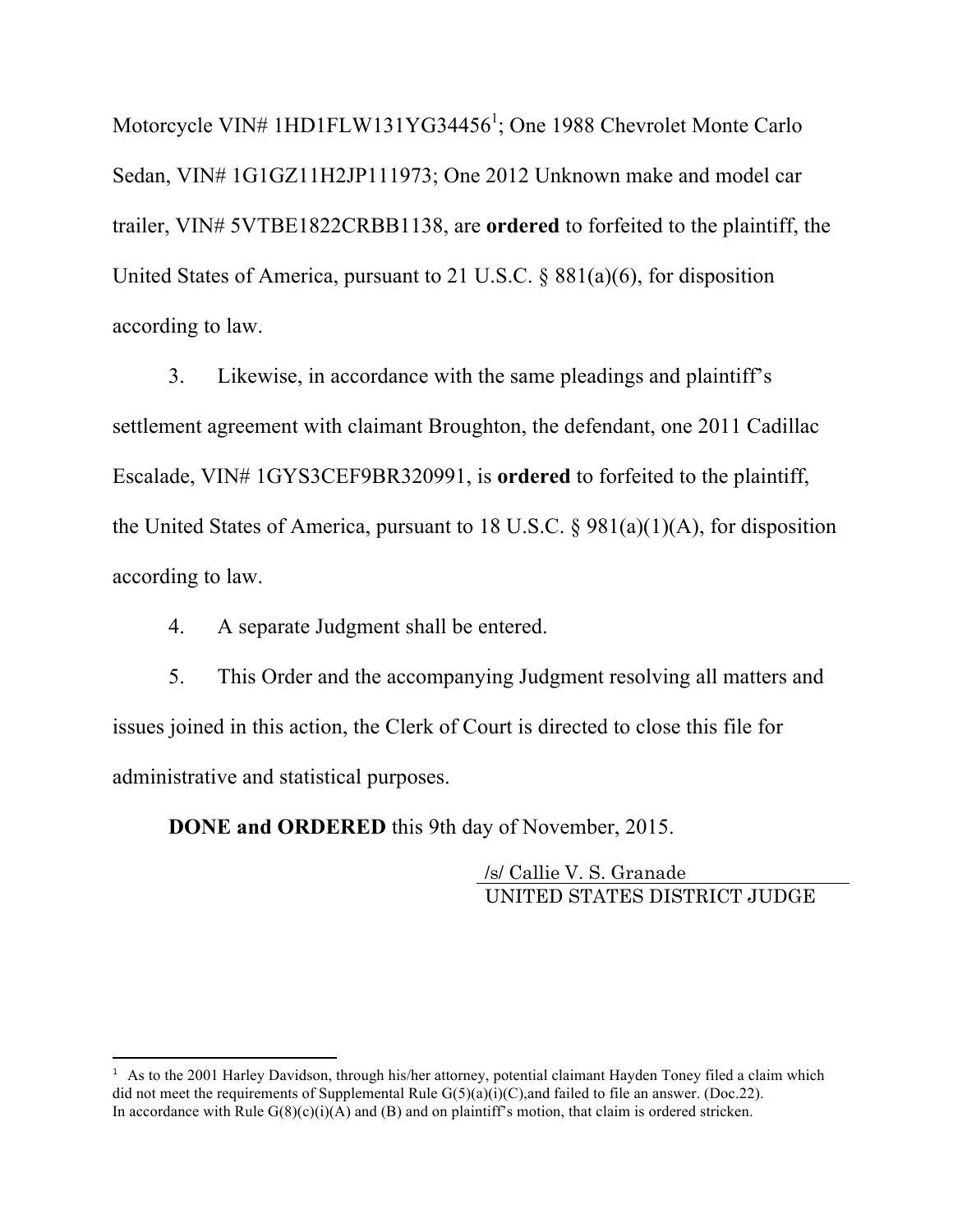Motorcycle VIN# 1HD1FLW131YG34456[1]; One 1988 Chevrolet Monte Carlo Sedan, VIN# 1G1GZ11H2JP111973; One 2012 Unknown make and model car trailer, VIN# 5VTBE1822CRBB1138, are **ordered** to forfeited to the plaintiff, the United States of America, pursuant to 21 U.S.C. § 881(a)(6), for disposition according to law.

3. Likewise, in accordance with the same pleadings and plaintiff's settlement agreement with claimant Broughton, the defendant, one 2011 Cadillac Escalade, VIN# 1GYS3CEF9BR320991, is **ordered** to forfeited to the plaintiff, the United States of America, pursuant to 18 U.S.C. § 981(a)(1)(A), for disposition according to law.

4. A separate Judgment shall be entered.

5. This Order and the accompanying Judgment resolving all matters and issues joined in this action, the Clerk of Court is directed to close this file for administrative and statistical purposes.

**DONE and ORDERED** this 9th day of November, 2015.

/s/ Callie V. S. Granade
UNITED STATES DISTRICT JUDGE

---

[1] As to the 2001 Harley Davidson, through his/her attorney, potential claimant Hayden Toney filed a claim which did not meet the requirements of Supplemental Rule G(5)(a)(i)(C),and failed to file an answer. (Doc.22). In accordance with Rule G(8)(c)(i)(A) and (B) and on plaintiff's motion, that claim is ordered stricken.